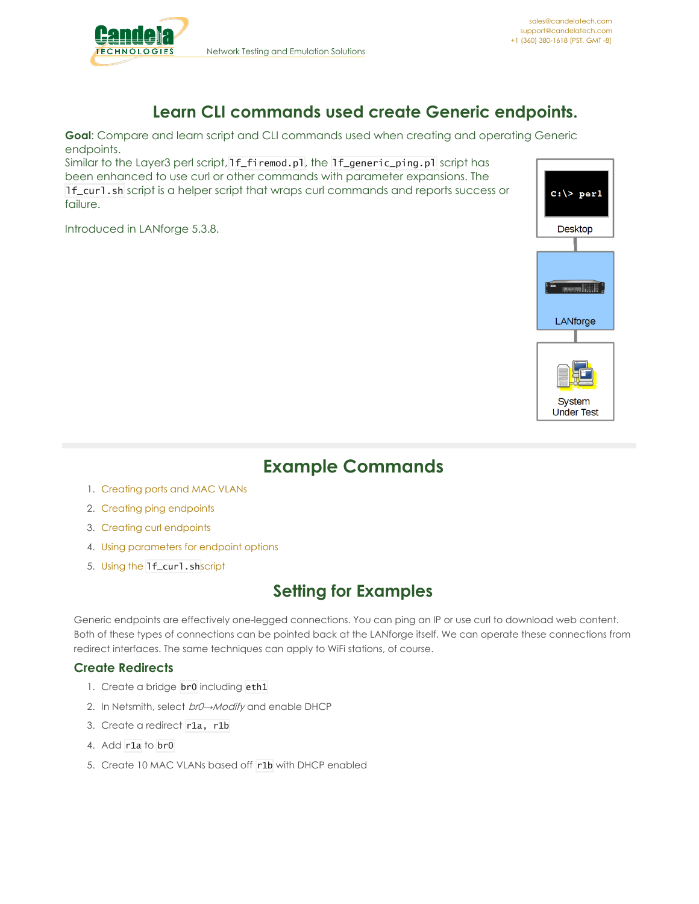# Learn CLI commands used create Generic endpoints.

**Goal**: Compare and learn script and CLI commands used when creating and operating Generic endpoints.

Similar to the Layer3 perl script, `lf_firemod.pl`, the `lf_generic_ping.pl` script has been enhanced to use curl or other commands with parameter expansions. The `lf_curl.sh` script is a helper script that wraps curl commands and reports success or failure.

Introduced in LANforge 5.3.8.

C:\> perl

Desktop

LANforge

System Under Test

# Example Commands

1. Creating ports and MAC VLANs
2. Creating ping endpoints
3. Creating curl endpoints
4. Using parameters for endpoint options
5. Using the `lf_curl.sh`script

## Setting for Examples

Generic endpoints are effectively one-legged connections. You can ping an IP or use curl to download web content. Both of these types of connections can be pointed back at the LANforge itself. We can operate these connections from redirect interfaces. The same techniques can apply to WiFi stations, of course.

### Create Redirects

1. Create a bridge `br0` including `eth1`
2. In Netsmith, select *br0→Modify* and enable DHCP
3. Create a redirect `r1a, r1b`
4. Add `r1a` to `br0`
5. Create 10 MAC VLANs based off `r1b` with DHCP enabled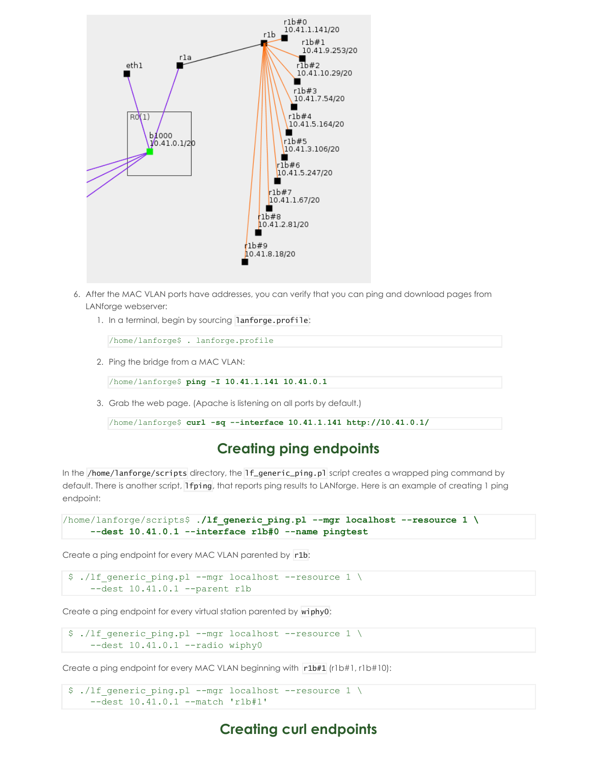6. After the MAC VLAN ports have addresses, you can verify that you can ping and download pages from LANforge webserver:
   1. In a terminal, begin by sourcing `lanforge.profile`:

      ```
      /home/lanforge$ . lanforge.profile
      ```

   2. Ping the bridge from a MAC VLAN:

      ```
      /home/lanforge$ ping -I 10.41.1.141 10.41.0.1
      ```

   3. Grab the web page. (Apache is listening on all ports by default.)

      ```
      /home/lanforge$ curl -sq --interface 10.41.1.141 http://10.41.0.1/
      ```

## Creating ping endpoints

In the `/home/lanforge/scripts` directory, the `lf_generic_ping.pl` script creates a wrapped ping command by default. There is another script, `lfping`, that reports ping results to LANforge. Here is an example of creating 1 ping endpoint:

```
/home/lanforge/scripts$ ./lf_generic_ping.pl --mgr localhost --resource 1 \
     --dest 10.41.0.1 --interface r1b#0 --name pingtest
```

Create a ping endpoint for every MAC VLAN parented by `r1b`:

```
$ ./lf_generic_ping.pl --mgr localhost --resource 1 \
     --dest 10.41.0.1 --parent r1b
```

Create a ping endpoint for every virtual station parented by `wiphy0`:

```
$ ./lf_generic_ping.pl --mgr localhost --resource 1 \
     --dest 10.41.0.1 --radio wiphy0
```

Create a ping endpoint for every MAC VLAN beginning with `r1b#1` (r1b#1, r1b#10):

```
$ ./lf_generic_ping.pl --mgr localhost --resource 1 \
     --dest 10.41.0.1 --match 'r1b#1'
```

## Creating curl endpoints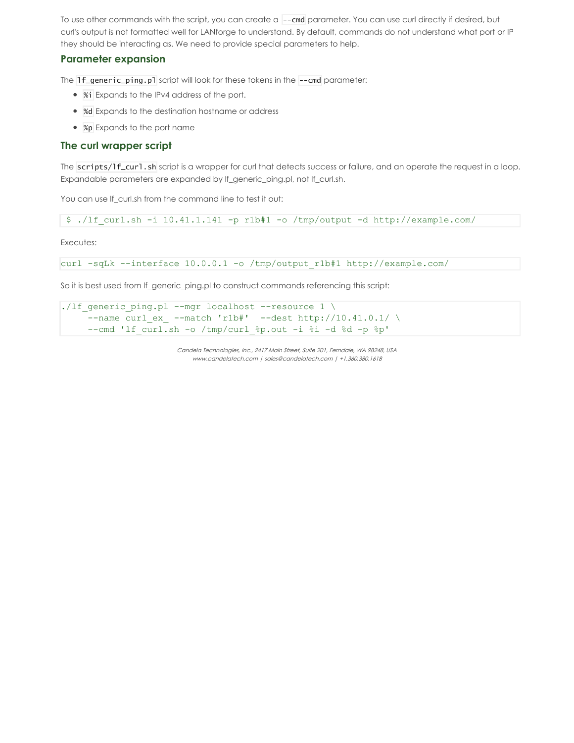To use other commands with the script, you can create a `--cmd` parameter. You can use curl directly if desired, but curl's output is not formatted well for LANforge to understand. By default, commands do not understand what port or IP they should be interacting as. We need to provide special parameters to help.

### Parameter expansion

The `lf_generic_ping.pl` script will look for these tokens in the `--cmd` parameter:

- `%i` Expands to the IPv4 address of the port.
- `%d` Expands to the destination hostname or address
- `%p` Expands to the port name

### The curl wrapper script

The `scripts/lf_curl.sh` script is a wrapper for curl that detects success or failure, and an operate the request in a loop. Expandable parameters are expanded by lf_generic_ping.pl, not lf_curl.sh.

You can use lf_curl.sh from the command line to test it out:

```
 $ ./lf_curl.sh -i 10.41.1.141 -p r1b#1 -o /tmp/output -d http://example.com/
```

Executes:

```
curl -sqLk --interface 10.0.0.1 -o /tmp/output_r1b#1 http://example.com/
```

So it is best used from lf_generic_ping.pl to construct commands referencing this script:

```
./lf_generic_ping.pl --mgr localhost --resource 1 \
     --name curl_ex_ --match 'r1b#'  --dest http://10.41.0.1/ \
     --cmd 'lf_curl.sh -o /tmp/curl_%p.out -i %i -d %d -p %p'
```